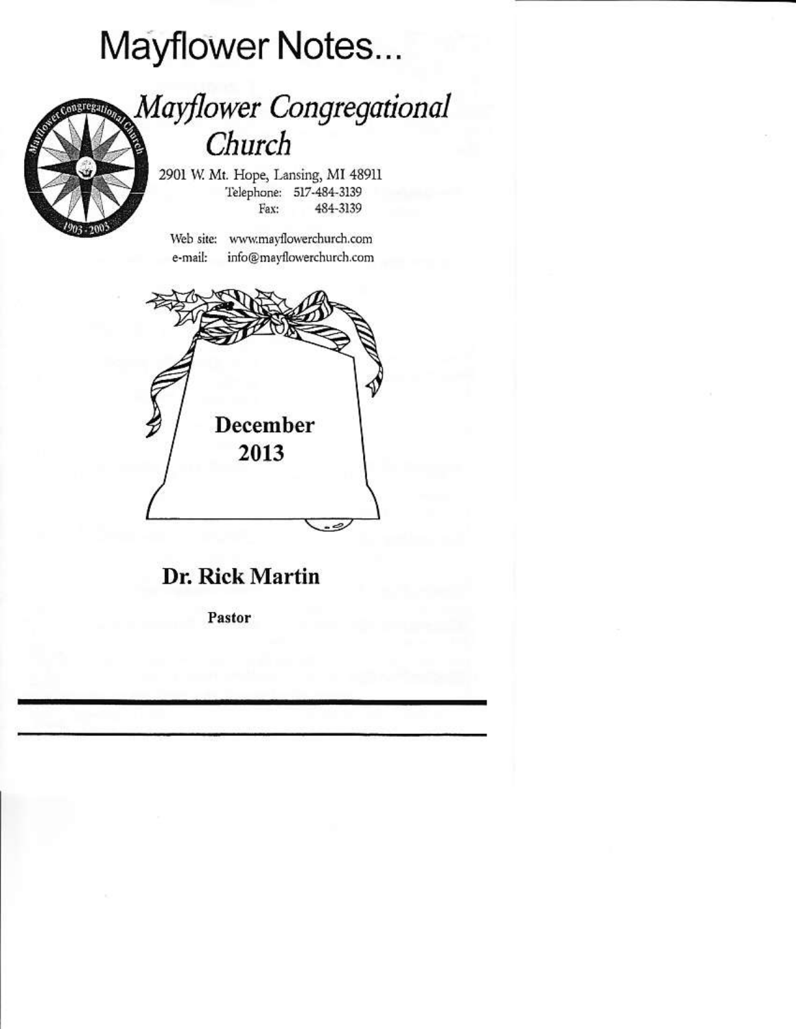# Mayflower Notes...

## *Mayflower Congregational Church*

2901 W. Mt. Hope, Lansing, MI 48911

Telephone: 517-484-3139

Fax: 484-3139

Web site: www.mayflowerchurch.com

e-mail: info@mayflowerchurch.com

**December 2013**

## Dr. Rick Martin

**Pastor**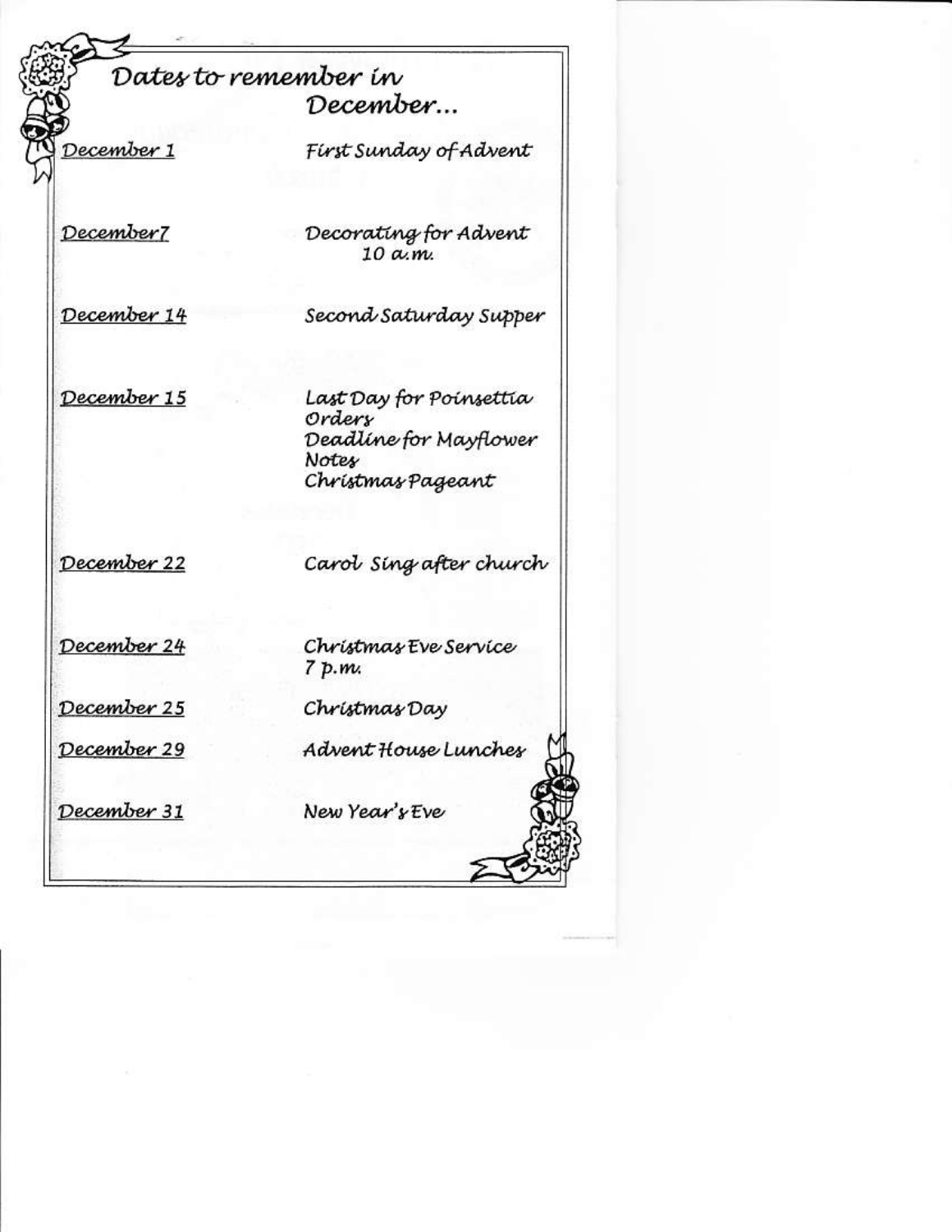# Dates to remember in December...

| | |
|---|---|
| December 1 | First Sunday of Advent |
| December7 | Decorating for Advent 10 a.m. |
| December 14 | Second Saturday Supper |
| December 15 | Last Day for Poinsettia Orders<br>Deadline for Mayflower Notes<br>Christmas Pageant |
| December 22 | Carol Sing after church |
| December 24 | Christmas Eve Service 7 p.m. |
| December 25 | Christmas Day |
| December 29 | Advent House Lunches |
| December 31 | New Year's Eve |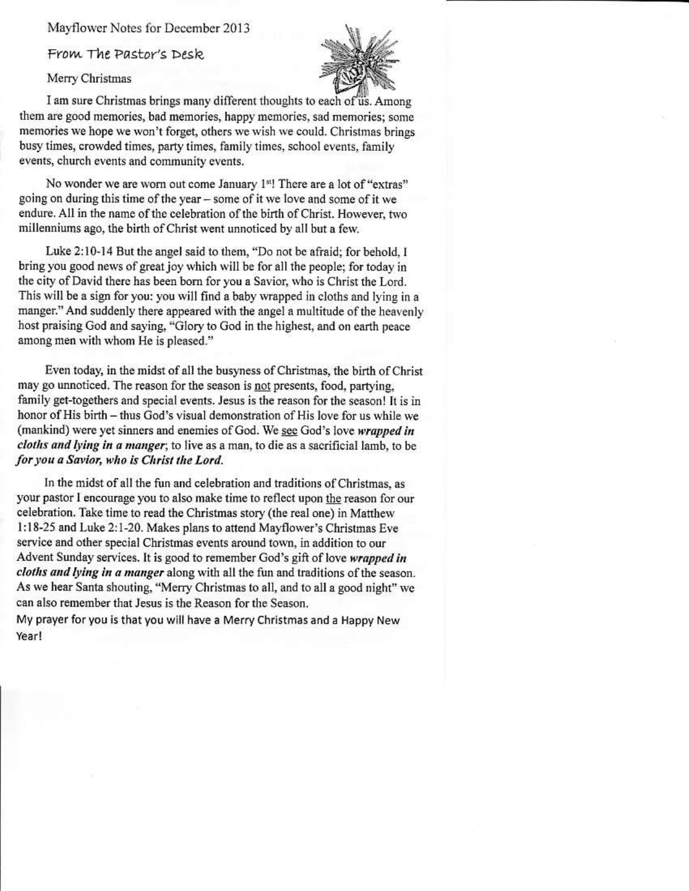Mayflower Notes for December 2013

## From The Pastor's Desk

### Merry Christmas

I am sure Christmas brings many different thoughts to each of us. Among them are good memories, bad memories, happy memories, sad memories; some memories we hope we won't forget, others we wish we could. Christmas brings busy times, crowded times, party times, family times, school events, family events, church events and community events.

No wonder we are worn out come January 1st! There are a lot of "extras" going on during this time of the year – some of it we love and some of it we endure. All in the name of the celebration of the birth of Christ. However, two millenniums ago, the birth of Christ went unnoticed by all but a few.

Luke 2:10-14 But the angel said to them, "Do not be afraid; for behold, I bring you good news of great joy which will be for all the people; for today in the city of David there has been born for you a Savior, who is Christ the Lord. This will be a sign for you: you will find a baby wrapped in cloths and lying in a manger." And suddenly there appeared with the angel a multitude of the heavenly host praising God and saying, "Glory to God in the highest, and on earth peace among men with whom He is pleased."

Even today, in the midst of all the busyness of Christmas, the birth of Christ may go unnoticed. The reason for the season is <u>not</u> presents, food, partying, family get-togethers and special events. Jesus is the reason for the season! It is in honor of His birth – thus God's visual demonstration of His love for us while we (mankind) were yet sinners and enemies of God. We <u>see</u> God's love ***wrapped in cloths and lying in a manger***; to live as a man, to die as a sacrificial lamb, to be ***for you a Savior, who is Christ the Lord.***

In the midst of all the fun and celebration and traditions of Christmas, as your pastor I encourage you to also make time to reflect upon <u>the</u> reason for our celebration. Take time to read the Christmas story (the real one) in Matthew 1:18-25 and Luke 2:1-20. Makes plans to attend Mayflower's Christmas Eve service and other special Christmas events around town, in addition to our Advent Sunday services. It is good to remember God's gift of love ***wrapped in cloths and lying in a manger*** along with all the fun and traditions of the season. As we hear Santa shouting, "Merry Christmas to all, and to all a good night" we can also remember that Jesus is the Reason for the Season.

My prayer for you is that you will have a Merry Christmas and a Happy New Year!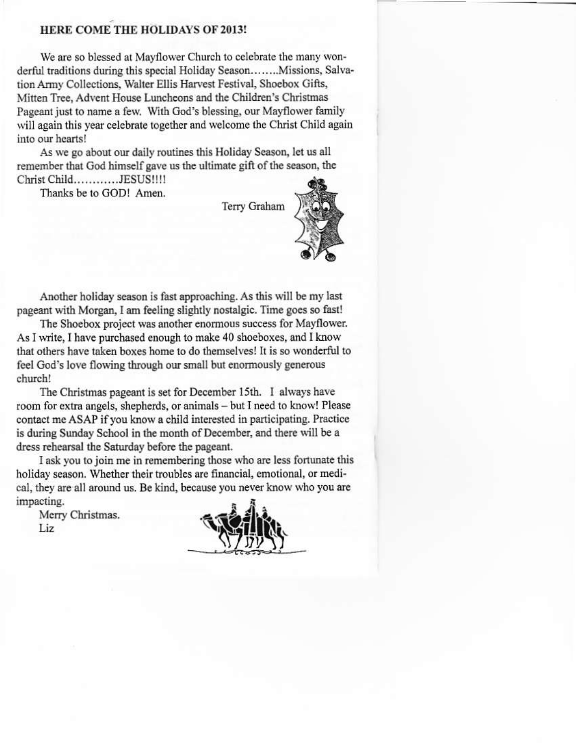**HERE COME THE HOLIDAYS OF 2013!**

We are so blessed at Mayflower Church to celebrate the many wonderful traditions during this special Holiday Season........Missions, Salvation Army Collections, Walter Ellis Harvest Festival, Shoebox Gifts, Mitten Tree, Advent House Luncheons and the Children's Christmas Pageant just to name a few. With God's blessing, our Mayflower family will again this year celebrate together and welcome the Christ Child again into our hearts!

As we go about our daily routines this Holiday Season, let us all remember that God himself gave us the ultimate gift of the season, the Christ Child............JESUS!!!!

Thanks be to GOD! Amen.

Terry Graham

Another holiday season is fast approaching. As this will be my last pageant with Morgan, I am feeling slightly nostalgic. Time goes so fast!

The Shoebox project was another enormous success for Mayflower. As I write, I have purchased enough to make 40 shoeboxes, and I know that others have taken boxes home to do themselves! It is so wonderful to feel God's love flowing through our small but enormously generous church!

The Christmas pageant is set for December 15th. I always have room for extra angels, shepherds, or animals – but I need to know! Please contact me ASAP if you know a child interested in participating. Practice is during Sunday School in the month of December, and there will be a dress rehearsal the Saturday before the pageant.

I ask you to join me in remembering those who are less fortunate this holiday season. Whether their troubles are financial, emotional, or medical, they are all around us. Be kind, because you never know who you are impacting.

Merry Christmas.
Liz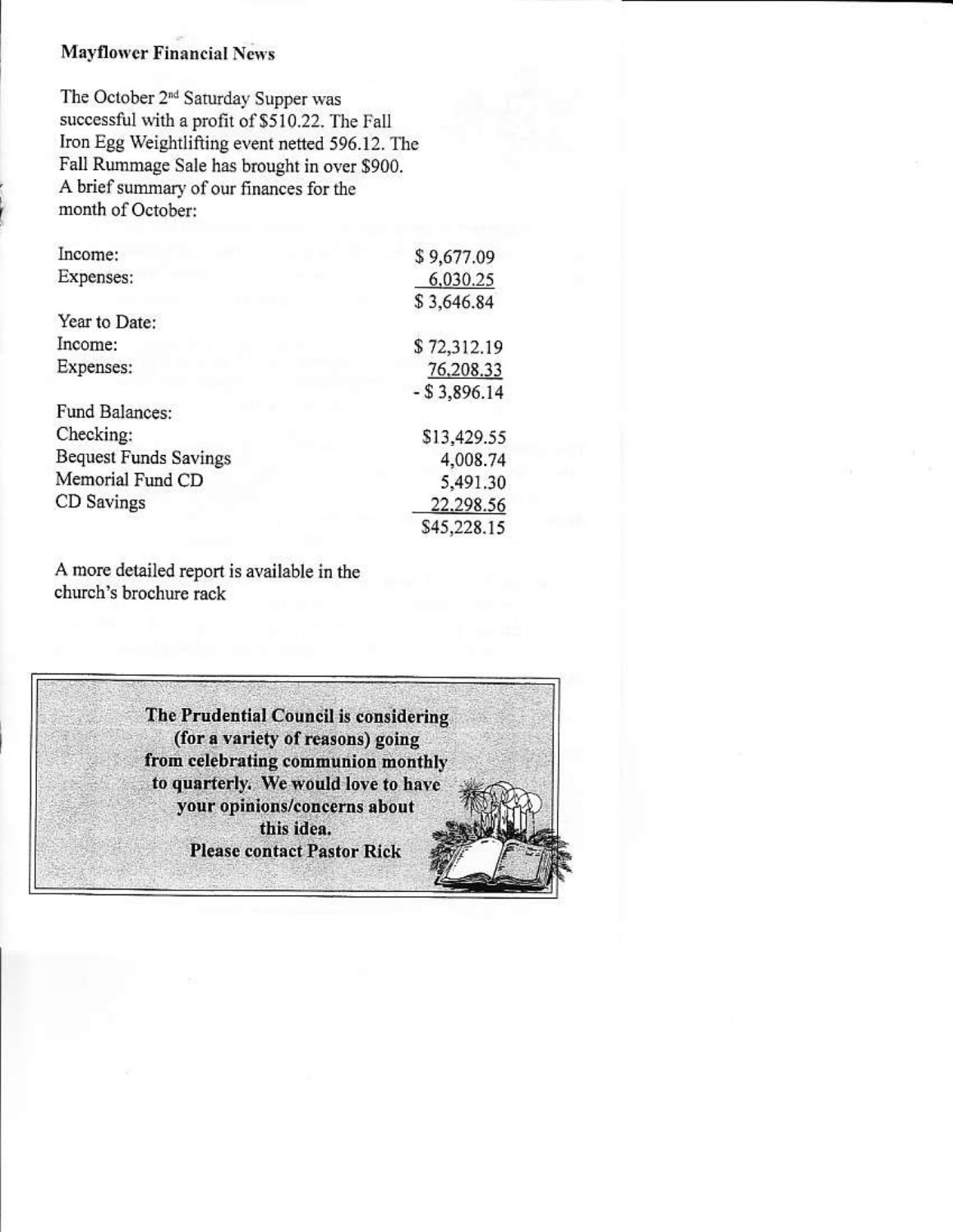## Mayflower Financial News

The October 2nd Saturday Supper was successful with a profit of $510.22. The Fall Iron Egg Weightlifting event netted 596.12. The Fall Rummage Sale has brought in over $900. A brief summary of our finances for the month of October:

| | |
|---|---|
| Income: | $ 9,677.09 |
| Expenses: | 6,030.25 |
| | $ 3,646.84 |
| Year to Date: | |
| Income: | $ 72,312.19 |
| Expenses: | 76,208.33 |
| | - $ 3,896.14 |
| Fund Balances: | |
| Checking: | $13,429.55 |
| Bequest Funds Savings | 4,008.74 |
| Memorial Fund CD | 5,491.30 |
| CD Savings | 22,298.56 |
| | $45,228.15 |

A more detailed report is available in the church's brochure rack

**The Prudential Council is considering (for a variety of reasons) going from celebrating communion monthly to quarterly. We would love to have your opinions/concerns about this idea.**
**Please contact Pastor Rick**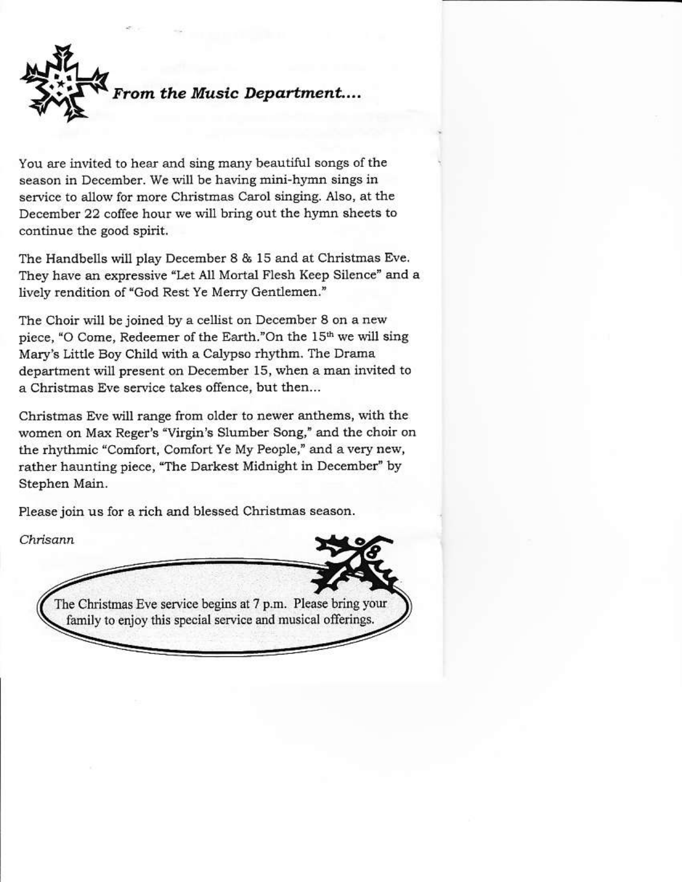## *From the Music Department....*

You are invited to hear and sing many beautiful songs of the season in December. We will be having mini-hymn sings in service to allow for more Christmas Carol singing. Also, at the December 22 coffee hour we will bring out the hymn sheets to continue the good spirit.

The Handbells will play December 8 & 15 and at Christmas Eve. They have an expressive "Let All Mortal Flesh Keep Silence" and a lively rendition of "God Rest Ye Merry Gentlemen."

The Choir will be joined by a cellist on December 8 on a new piece, "O Come, Redeemer of the Earth."On the 15th we will sing Mary's Little Boy Child with a Calypso rhythm. The Drama department will present on December 15, when a man invited to a Christmas Eve service takes offence, but then...

Christmas Eve will range from older to newer anthems, with the women on Max Reger's "Virgin's Slumber Song," and the choir on the rhythmic "Comfort, Comfort Ye My People," and a very new, rather haunting piece, "The Darkest Midnight in December" by Stephen Main.

Please join us for a rich and blessed Christmas season.

*Chrisann*

The Christmas Eve service begins at 7 p.m. Please bring your family to enjoy this special service and musical offerings.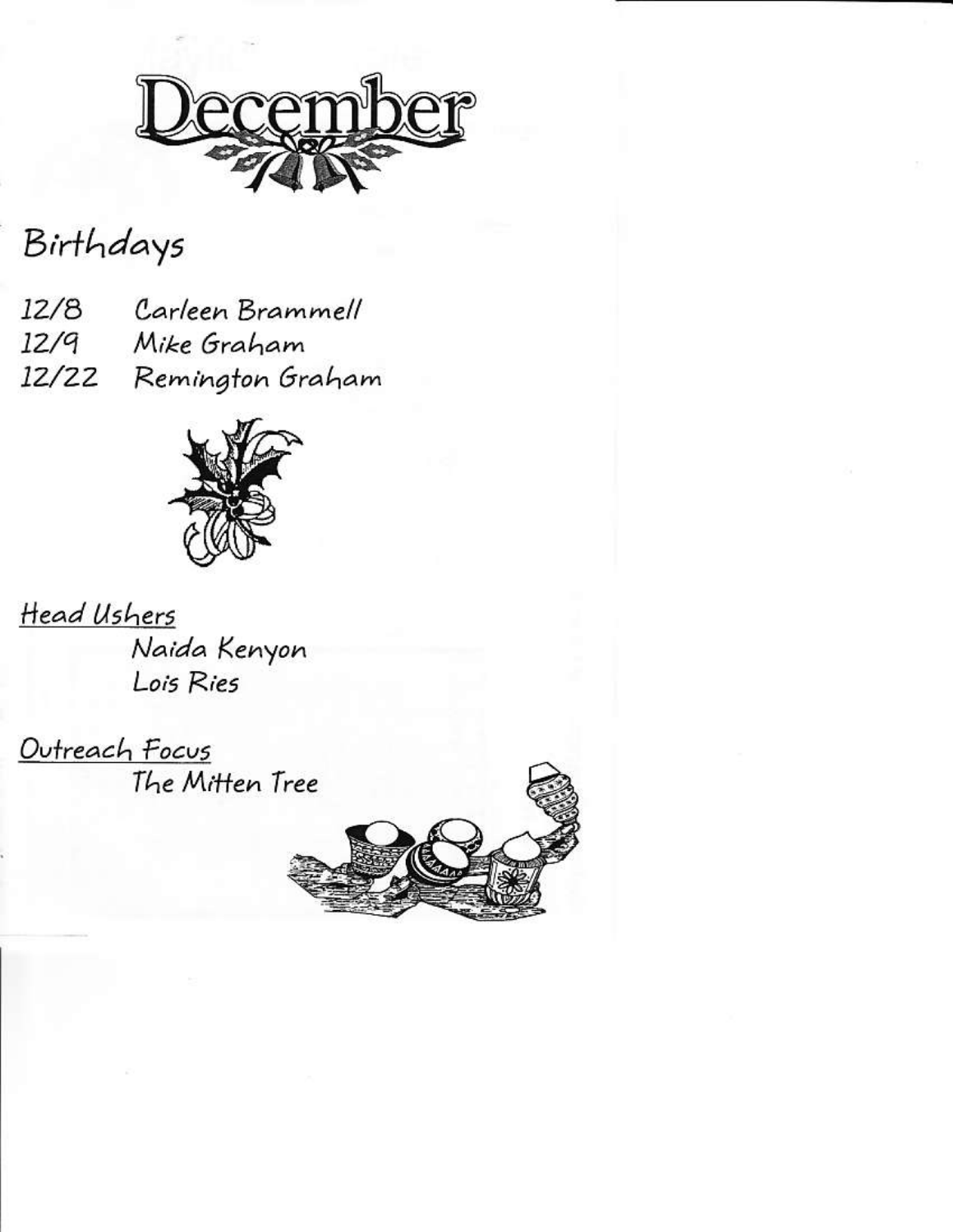# December

## Birthdays

12/8 Carleen Brammell
12/9 Mike Graham
12/22 Remington Graham

## Head Ushers

Naida Kenyon
Lois Ries

## Outreach Focus

The Mitten Tree